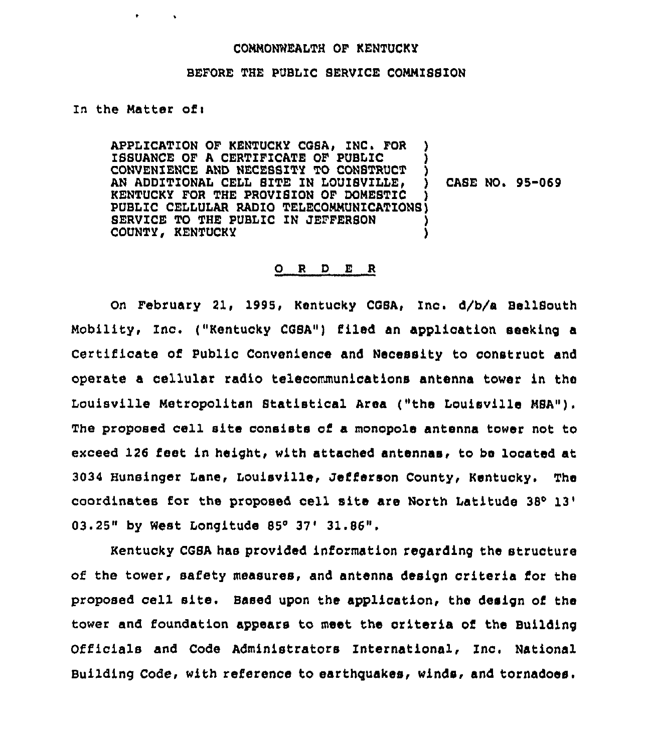COMMONWEALTH OF KENTUCKY

BEFORE THE PUBLIC SERVICE COMMISSION

In the Matter of:

| | |
|---|---|
| APPLICATION OF KENTUCKY CGSA, INC. FOR ISSUANCE OF A CERTIFICATE OF PUBLIC CONVENIENCE AND NECESSITY TO CONSTRUCT AN ADDITIONAL CELL SITE IN LOUISVILLE, KENTUCKY FOR THE PROVISION OF DOMESTIC PUBLIC CELLULAR RADIO TELECOMMUNICATIONS SERVICE TO THE PUBLIC IN JEFFERSON COUNTY, KENTUCKY | CASE NO. 95-069 |

## O R D E R

On February 21, 1995, Kentucky CGSA, Inc. d/b/a BellSouth Mobility, Inc. ("Kentucky CGSA") filed an application seeking a Certificate of Public Convenience and Necessity to construct and operate a cellular radio telecommunications antenna tower in the Louisville Metropolitan Statistical Area ("the Louisville MSA"). The proposed cell site consists of a monopole antenna tower not to exceed 126 feet in height, with attached antennas, to be located at 3034 Hunsinger Lane, Louisville, Jefferson County, Kentucky. The coordinates for the proposed cell site are North Latitude 38° 13' 03.25" by West Longitude 85° 37' 31.86".

Kentucky CGSA has provided information regarding the structure of the tower, safety measures, and antenna design criteria for the proposed cell site. Based upon the application, the design of the tower and foundation appears to meet the criteria of the Building Officials and Code Administrators International, Inc. National Building Code, with reference to earthquakes, winds, and tornadoes.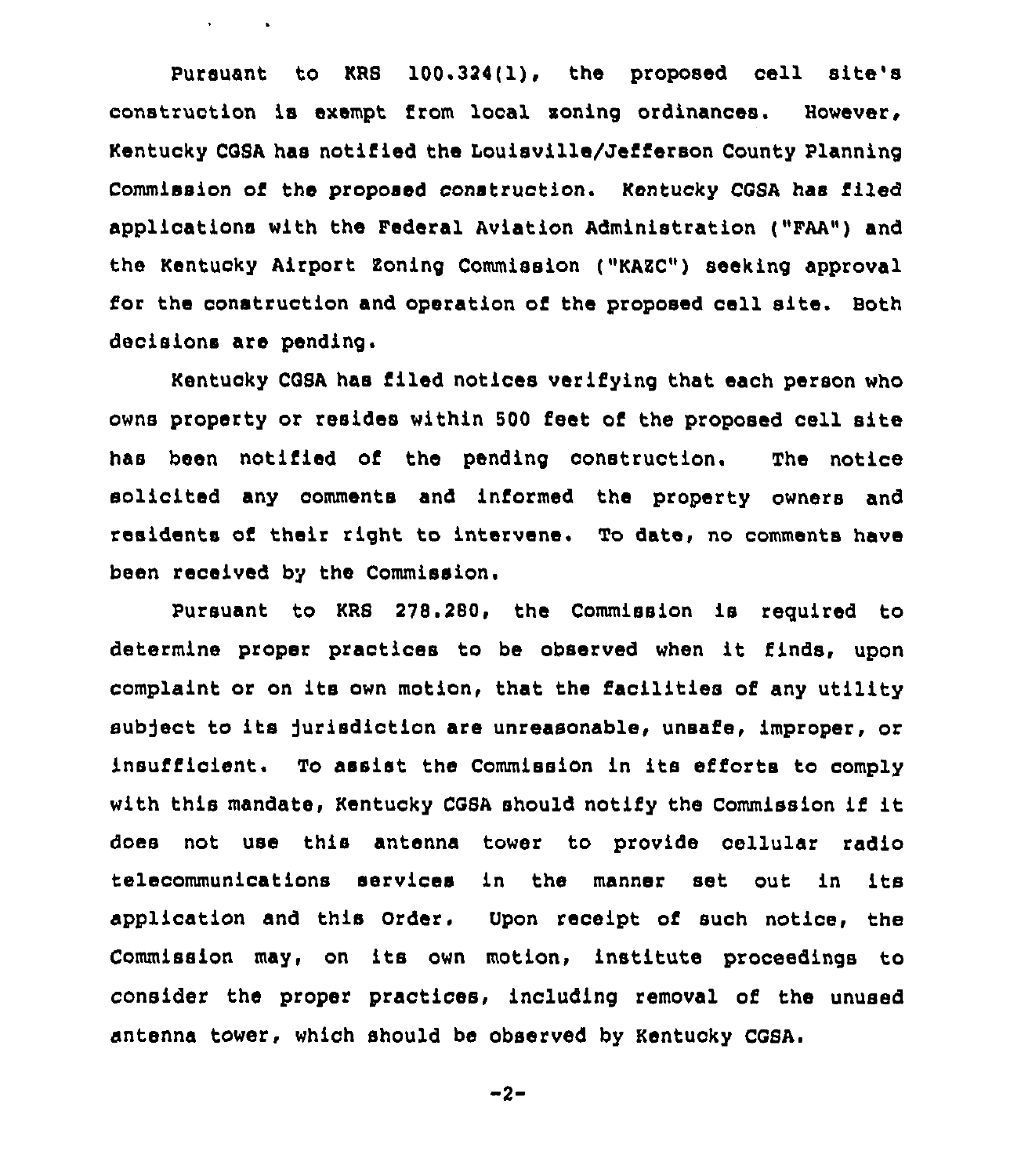Pursuant to KRS 100.324(1), the proposed cell site's construction is exempt from local zoning ordinances. However, Kentucky CGSA has notified the Louisville/Jefferson County Planning Commission of the proposed construction. Kentucky CGSA has filed applications with the Federal Aviation Administration ("FAA") and the Kentucky Airport Zoning Commission ("KAZC") seeking approval for the construction and operation of the proposed cell site. Both decisions are pending.

Kentucky CGSA has filed notices verifying that each person who owns property or resides within 500 feet of the proposed cell site has been notified of the pending construction. The notice solicited any comments and informed the property owners and residents of their right to intervene. To date, no comments have been received by the Commission.

Pursuant to KRS 278.280, the Commission is required to determine proper practices to be observed when it finds, upon complaint or on its own motion, that the facilities of any utility subject to its jurisdiction are unreasonable, unsafe, improper, or insufficient. To assist the Commission in its efforts to comply with this mandate, Kentucky CGSA should notify the Commission if it does not use this antenna tower to provide cellular radio telecommunications services in the manner set out in its application and this Order. Upon receipt of such notice, the Commission may, on its own motion, institute proceedings to consider the proper practices, including removal of the unused antenna tower, which should be observed by Kentucky CGSA.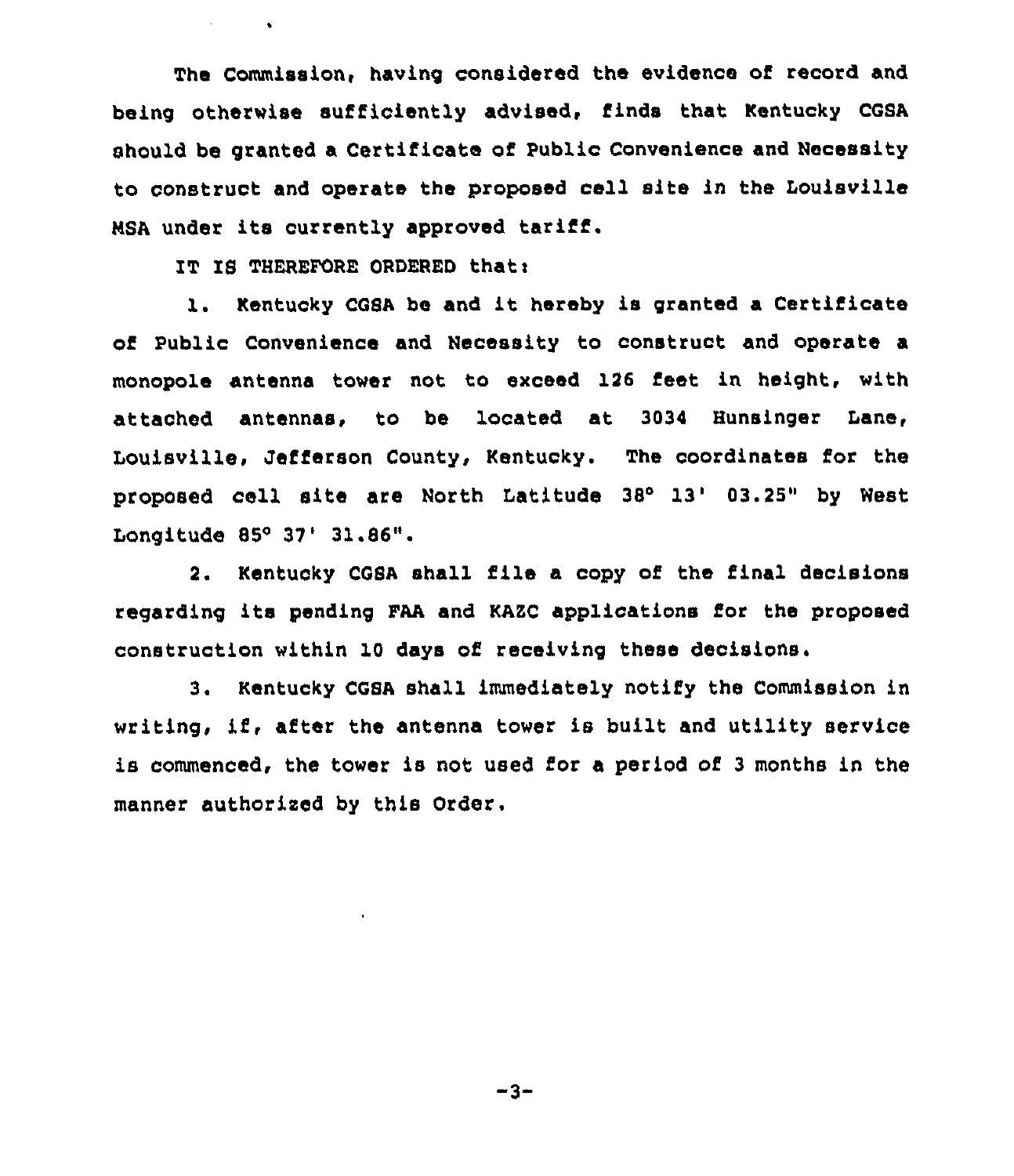The Commission, having considered the evidence of record and being otherwise sufficiently advised, finds that Kentucky CGSA should be granted a Certificate of Public Convenience and Necessity to construct and operate the proposed cell site in the Louisville MSA under its currently approved tariff.

IT IS THEREFORE ORDERED that:

1. Kentucky CGSA be and it hereby is granted a Certificate of Public Convenience and Necessity to construct and operate a monopole antenna tower not to exceed 126 feet in height, with attached antennas, to be located at 3034 Hunsinger Lane, Louisville, Jefferson County, Kentucky. The coordinates for the proposed cell site are North Latitude 38° 13' 03.25" by West Longitude 85° 37' 31.86".

2. Kentucky CGSA shall file a copy of the final decisions regarding its pending FAA and KAZC applications for the proposed construction within 10 days of receiving these decisions.

3. Kentucky CGSA shall immediately notify the Commission in writing, if, after the antenna tower is built and utility service is commenced, the tower is not used for a period of 3 months in the manner authorized by this Order.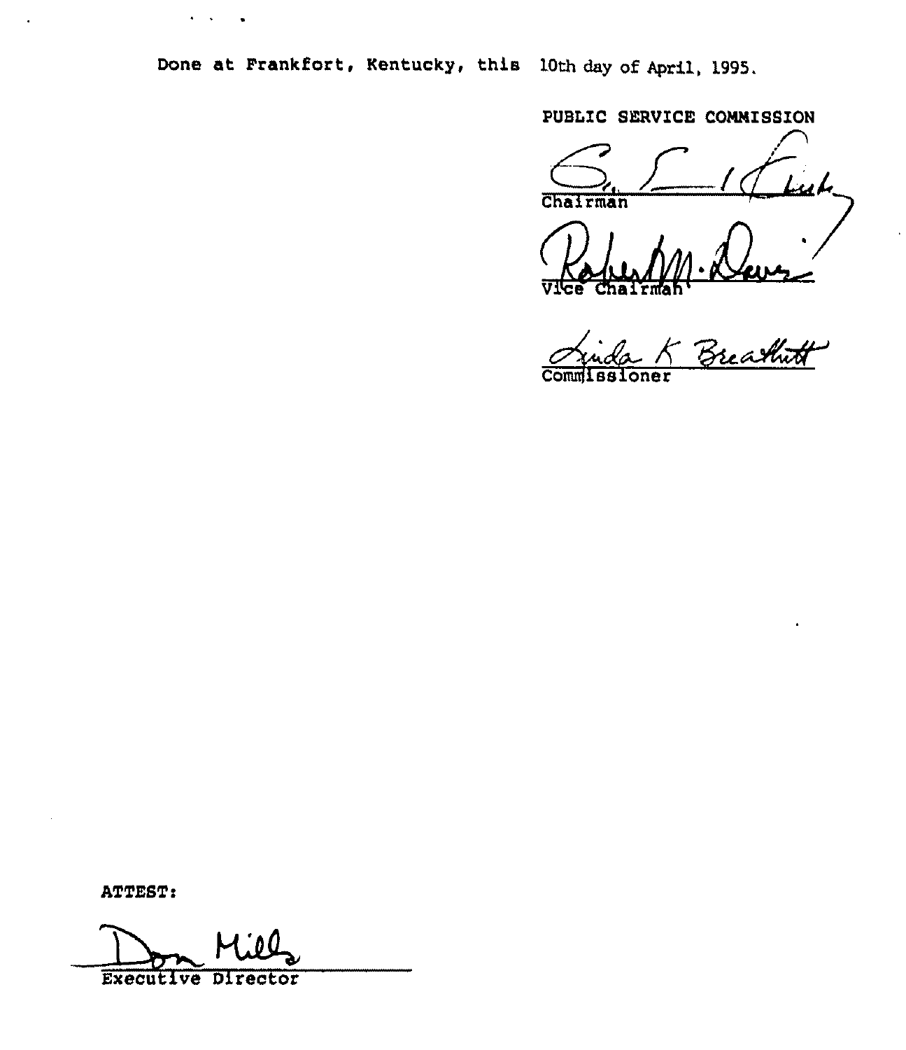Done at Frankfort, Kentucky, this 10th day of April, 1995.

PUBLIC SERVICE COMMISSION

Chairman

Vice Chairman

Commissioner

ATTEST:

Executive Director